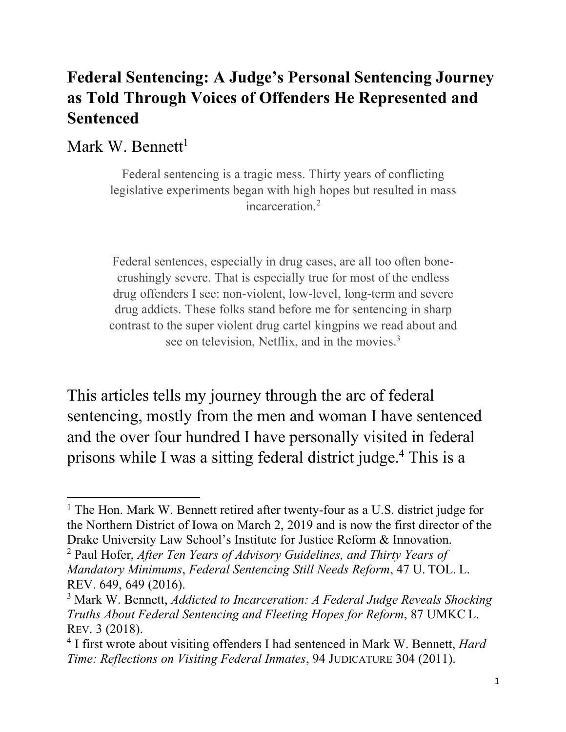# Federal Sentencing: A Judge's Personal Sentencing Journey as Told Through Voices of Offenders He Represented and Sentenced

Mark W. Bennett[1]

> Federal sentencing is a tragic mess. Thirty years of conflicting legislative experiments began with high hopes but resulted in mass incarceration.[2]

> Federal sentences, especially in drug cases, are all too often bone-crushingly severe. That is especially true for most of the endless drug offenders I see: non-violent, low-level, long-term and severe drug addicts. These folks stand before me for sentencing in sharp contrast to the super violent drug cartel kingpins we read about and see on television, Netflix, and in the movies.[3]

This articles tells my journey through the arc of federal sentencing, mostly from the men and woman I have sentenced and the over four hundred I have personally visited in federal prisons while I was a sitting federal district judge.[4] This is a

---

[1] The Hon. Mark W. Bennett retired after twenty-four as a U.S. district judge for the Northern District of Iowa on March 2, 2019 and is now the first director of the Drake University Law School's Institute for Justice Reform & Innovation.

[2] Paul Hofer, *After Ten Years of Advisory Guidelines, and Thirty Years of Mandatory Minimums*, *Federal Sentencing Still Needs Reform*, 47 U. TOL. L. REV. 649, 649 (2016).

[3] Mark W. Bennett, *Addicted to Incarceration: A Federal Judge Reveals Shocking Truths About Federal Sentencing and Fleeting Hopes for Reform*, 87 UMKC L. REV. 3 (2018).

[4] I first wrote about visiting offenders I had sentenced in Mark W. Bennett, *Hard Time: Reflections on Visiting Federal Inmates*, 94 JUDICATURE 304 (2011).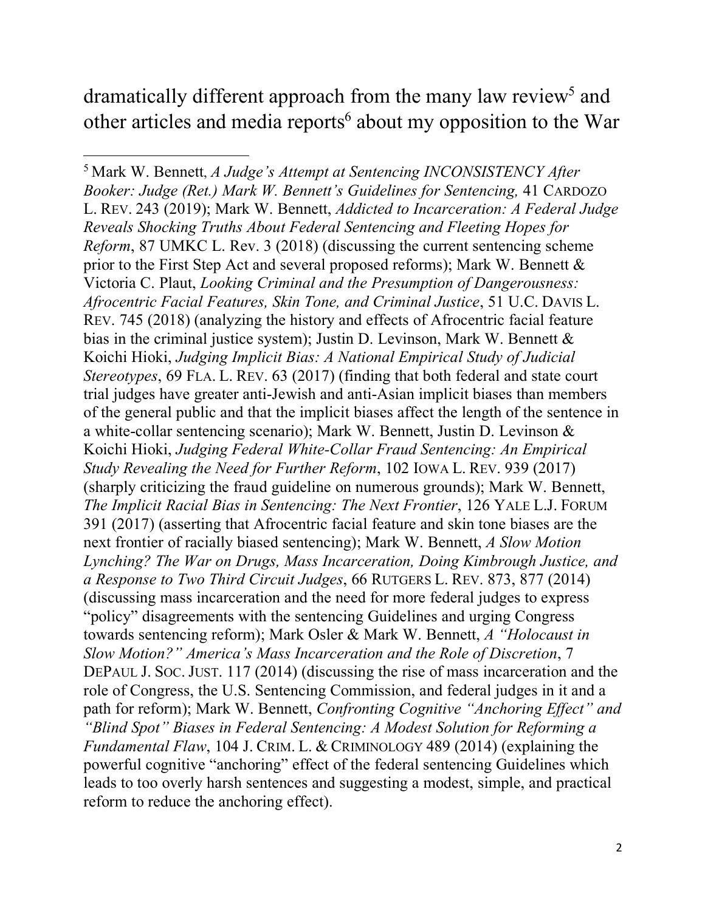dramatically different approach from the many law review[5] and other articles and media reports[6] about my opposition to the War

---

[5] Mark W. Bennett, *A Judge's Attempt at Sentencing INCONSISTENCY After Booker: Judge (Ret.) Mark W. Bennett's Guidelines for Sentencing,* 41 CARDOZO L. REV. 243 (2019); Mark W. Bennett, *Addicted to Incarceration: A Federal Judge Reveals Shocking Truths About Federal Sentencing and Fleeting Hopes for Reform*, 87 UMKC L. Rev. 3 (2018) (discussing the current sentencing scheme prior to the First Step Act and several proposed reforms); Mark W. Bennett & Victoria C. Plaut, *Looking Criminal and the Presumption of Dangerousness: Afrocentric Facial Features, Skin Tone, and Criminal Justice*, 51 U.C. DAVIS L. REV. 745 (2018) (analyzing the history and effects of Afrocentric facial feature bias in the criminal justice system); Justin D. Levinson, Mark W. Bennett & Koichi Hioki, *Judging Implicit Bias: A National Empirical Study of Judicial Stereotypes*, 69 FLA. L. REV. 63 (2017) (finding that both federal and state court trial judges have greater anti-Jewish and anti-Asian implicit biases than members of the general public and that the implicit biases affect the length of the sentence in a white-collar sentencing scenario); Mark W. Bennett, Justin D. Levinson & Koichi Hioki, *Judging Federal White-Collar Fraud Sentencing: An Empirical Study Revealing the Need for Further Reform*, 102 IOWA L. REV. 939 (2017) (sharply criticizing the fraud guideline on numerous grounds); Mark W. Bennett, *The Implicit Racial Bias in Sentencing: The Next Frontier*, 126 YALE L.J. FORUM 391 (2017) (asserting that Afrocentric facial feature and skin tone biases are the next frontier of racially biased sentencing); Mark W. Bennett, *A Slow Motion Lynching? The War on Drugs, Mass Incarceration, Doing Kimbrough Justice, and a Response to Two Third Circuit Judges*, 66 RUTGERS L. REV. 873, 877 (2014) (discussing mass incarceration and the need for more federal judges to express "policy" disagreements with the sentencing Guidelines and urging Congress towards sentencing reform); Mark Osler & Mark W. Bennett, *A "Holocaust in Slow Motion?" America's Mass Incarceration and the Role of Discretion*, 7 DEPAUL J. SOC. JUST. 117 (2014) (discussing the rise of mass incarceration and the role of Congress, the U.S. Sentencing Commission, and federal judges in it and a path for reform); Mark W. Bennett, *Confronting Cognitive "Anchoring Effect" and "Blind Spot" Biases in Federal Sentencing: A Modest Solution for Reforming a Fundamental Flaw*, 104 J. CRIM. L. & CRIMINOLOGY 489 (2014) (explaining the powerful cognitive "anchoring" effect of the federal sentencing Guidelines which leads to too overly harsh sentences and suggesting a modest, simple, and practical reform to reduce the anchoring effect).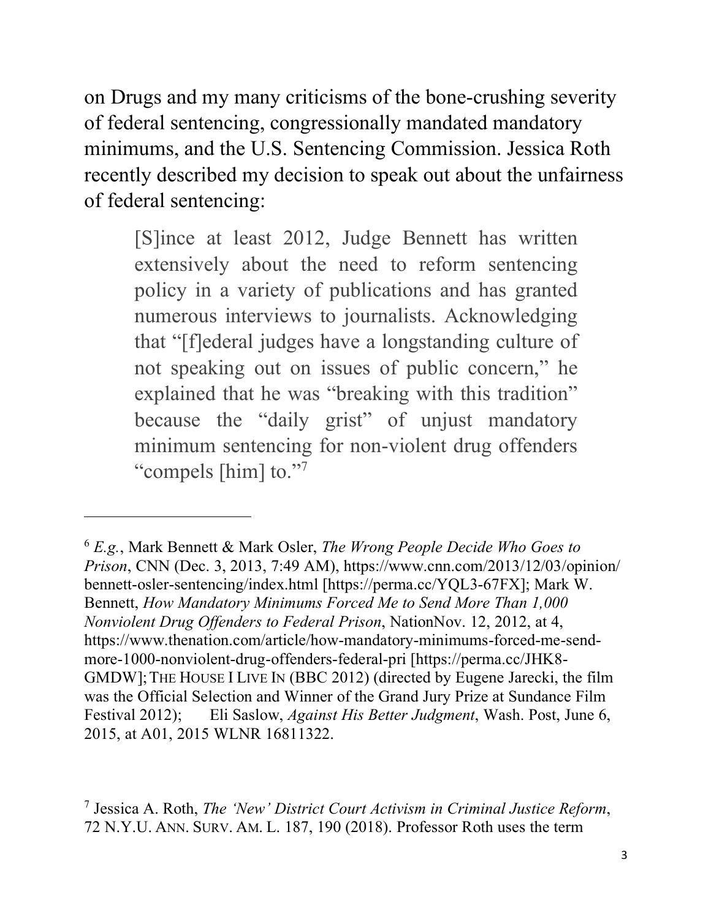on Drugs and my many criticisms of the bone-crushing severity of federal sentencing, congressionally mandated mandatory minimums, and the U.S. Sentencing Commission. Jessica Roth recently described my decision to speak out about the unfairness of federal sentencing:

> [S]ince at least 2012, Judge Bennett has written extensively about the need to reform sentencing policy in a variety of publications and has granted numerous interviews to journalists. Acknowledging that "[f]ederal judges have a longstanding culture of not speaking out on issues of public concern," he explained that he was "breaking with this tradition" because the "daily grist" of unjust mandatory minimum sentencing for non-violent drug offenders "compels [him] to."[7]

---

[6] *E.g.*, Mark Bennett & Mark Osler, *The Wrong People Decide Who Goes to Prison*, CNN (Dec. 3, 2013, 7:49 AM), https://www.cnn.com/2013/12/03/opinion/bennett-osler-sentencing/index.html [https://perma.cc/YQL3-67FX]; Mark W. Bennett, *How Mandatory Minimums Forced Me to Send More Than 1,000 Nonviolent Drug Offenders to Federal Prison*, NationNov. 12, 2012, at 4, https://www.thenation.com/article/how-mandatory-minimums-forced-me-send-more-1000-nonviolent-drug-offenders-federal-pri [https://perma.cc/JHK8-GMDW]; THE HOUSE I LIVE IN (BBC 2012) (directed by Eugene Jarecki, the film was the Official Selection and Winner of the Grand Jury Prize at Sundance Film Festival 2012); Eli Saslow, *Against His Better Judgment*, Wash. Post, June 6, 2015, at A01, 2015 WLNR 16811322.

[7] Jessica A. Roth, *The 'New' District Court Activism in Criminal Justice Reform*, 72 N.Y.U. ANN. SURV. AM. L. 187, 190 (2018). Professor Roth uses the term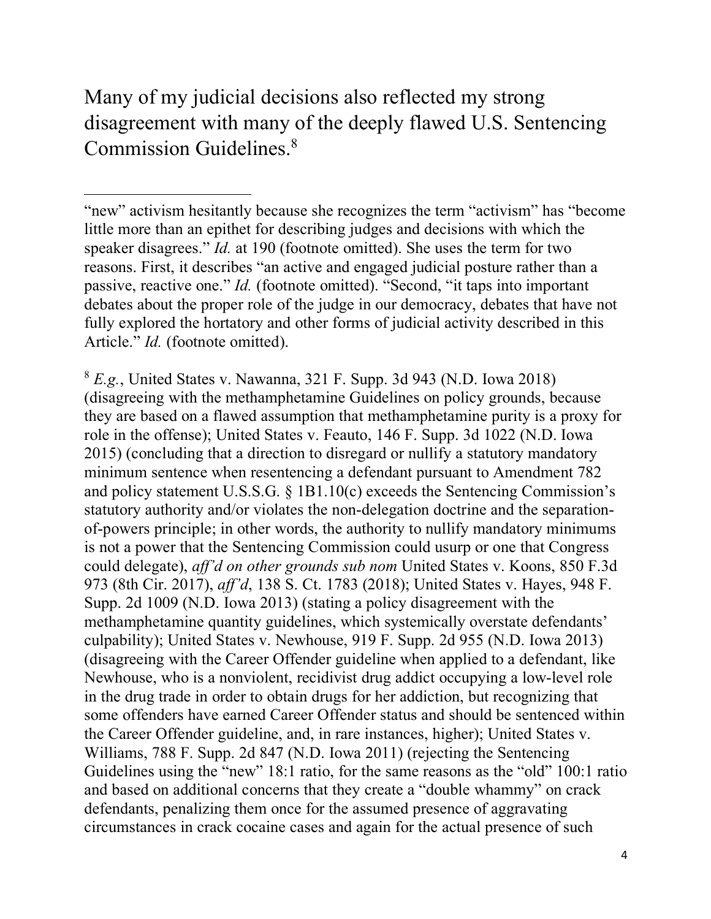Many of my judicial decisions also reflected my strong disagreement with many of the deeply flawed U.S. Sentencing Commission Guidelines.[8]

---

"new" activism hesitantly because she recognizes the term "activism" has "become little more than an epithet for describing judges and decisions with which the speaker disagrees." *Id.* at 190 (footnote omitted). She uses the term for two reasons. First, it describes "an active and engaged judicial posture rather than a passive, reactive one." *Id.* (footnote omitted). "Second, "it taps into important debates about the proper role of the judge in our democracy, debates that have not fully explored the hortatory and other forms of judicial activity described in this Article." *Id.* (footnote omitted).

[8] *E.g.*, United States v. Nawanna, 321 F. Supp. 3d 943 (N.D. Iowa 2018) (disagreeing with the methamphetamine Guidelines on policy grounds, because they are based on a flawed assumption that methamphetamine purity is a proxy for role in the offense); United States v. Feauto, 146 F. Supp. 3d 1022 (N.D. Iowa 2015) (concluding that a direction to disregard or nullify a statutory mandatory minimum sentence when resentencing a defendant pursuant to Amendment 782 and policy statement U.S.S.G. § 1B1.10(c) exceeds the Sentencing Commission's statutory authority and/or violates the non-delegation doctrine and the separation-of-powers principle; in other words, the authority to nullify mandatory minimums is not a power that the Sentencing Commission could usurp or one that Congress could delegate), *aff'd on other grounds sub nom* United States v. Koons, 850 F.3d 973 (8th Cir. 2017), *aff'd*, 138 S. Ct. 1783 (2018); United States v. Hayes, 948 F. Supp. 2d 1009 (N.D. Iowa 2013) (stating a policy disagreement with the methamphetamine quantity guidelines, which systemically overstate defendants' culpability); United States v. Newhouse, 919 F. Supp. 2d 955 (N.D. Iowa 2013) (disagreeing with the Career Offender guideline when applied to a defendant, like Newhouse, who is a nonviolent, recidivist drug addict occupying a low-level role in the drug trade in order to obtain drugs for her addiction, but recognizing that some offenders have earned Career Offender status and should be sentenced within the Career Offender guideline, and, in rare instances, higher); United States v. Williams, 788 F. Supp. 2d 847 (N.D. Iowa 2011) (rejecting the Sentencing Guidelines using the "new" 18:1 ratio, for the same reasons as the "old" 100:1 ratio and based on additional concerns that they create a "double whammy" on crack defendants, penalizing them once for the assumed presence of aggravating circumstances in crack cocaine cases and again for the actual presence of such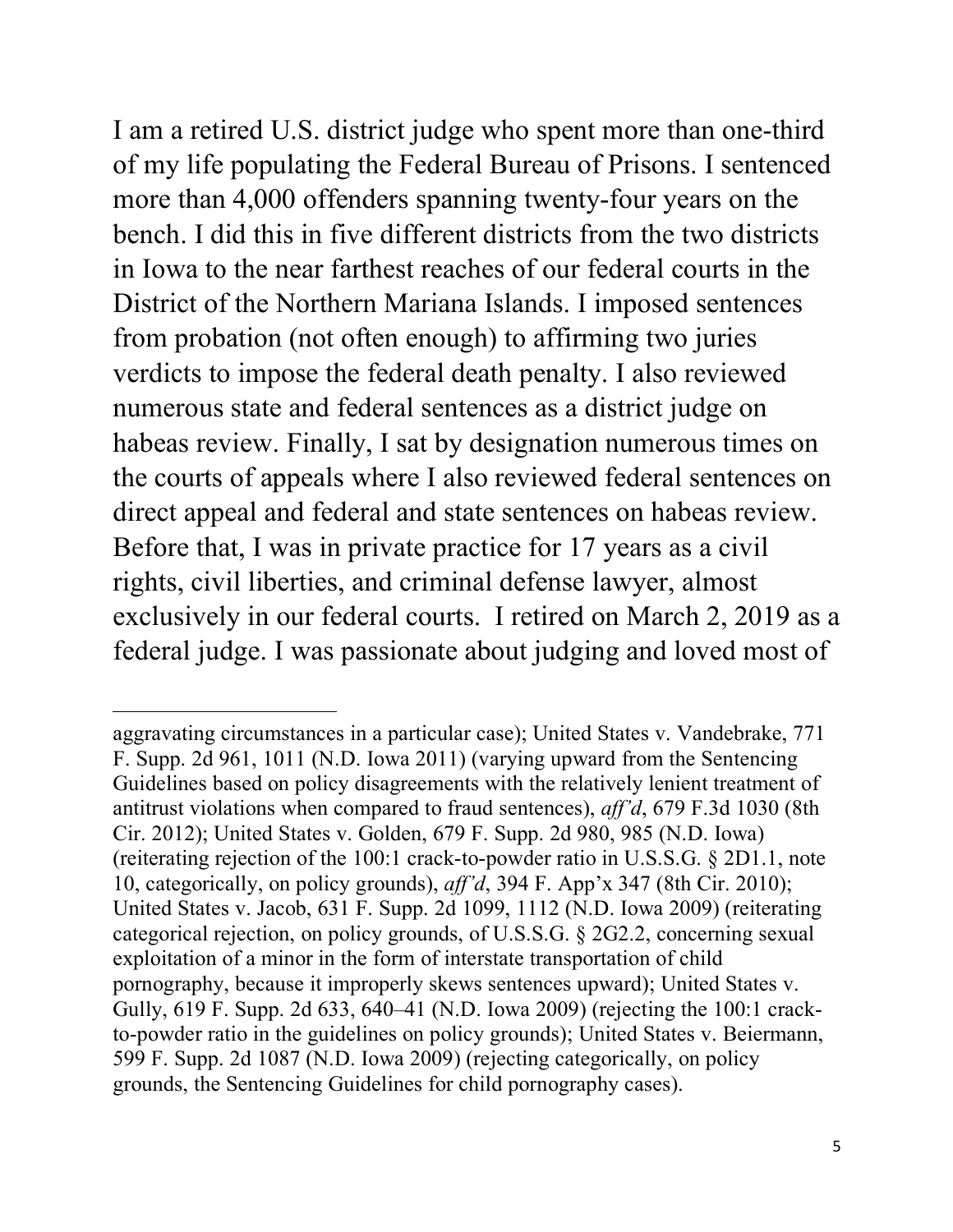I am a retired U.S. district judge who spent more than one-third of my life populating the Federal Bureau of Prisons. I sentenced more than 4,000 offenders spanning twenty-four years on the bench. I did this in five different districts from the two districts in Iowa to the near farthest reaches of our federal courts in the District of the Northern Mariana Islands. I imposed sentences from probation (not often enough) to affirming two juries verdicts to impose the federal death penalty. I also reviewed numerous state and federal sentences as a district judge on habeas review. Finally, I sat by designation numerous times on the courts of appeals where I also reviewed federal sentences on direct appeal and federal and state sentences on habeas review. Before that, I was in private practice for 17 years as a civil rights, civil liberties, and criminal defense lawyer, almost exclusively in our federal courts. I retired on March 2, 2019 as a federal judge. I was passionate about judging and loved most of

---

aggravating circumstances in a particular case); United States v. Vandebrake, 771 F. Supp. 2d 961, 1011 (N.D. Iowa 2011) (varying upward from the Sentencing Guidelines based on policy disagreements with the relatively lenient treatment of antitrust violations when compared to fraud sentences), *aff'd*, 679 F.3d 1030 (8th Cir. 2012); United States v. Golden, 679 F. Supp. 2d 980, 985 (N.D. Iowa) (reiterating rejection of the 100:1 crack-to-powder ratio in U.S.S.G. § 2D1.1, note 10, categorically, on policy grounds), *aff'd*, 394 F. App'x 347 (8th Cir. 2010); United States v. Jacob, 631 F. Supp. 2d 1099, 1112 (N.D. Iowa 2009) (reiterating categorical rejection, on policy grounds, of U.S.S.G. § 2G2.2, concerning sexual exploitation of a minor in the form of interstate transportation of child pornography, because it improperly skews sentences upward); United States v. Gully, 619 F. Supp. 2d 633, 640–41 (N.D. Iowa 2009) (rejecting the 100:1 crack-to-powder ratio in the guidelines on policy grounds); United States v. Beiermann, 599 F. Supp. 2d 1087 (N.D. Iowa 2009) (rejecting categorically, on policy grounds, the Sentencing Guidelines for child pornography cases).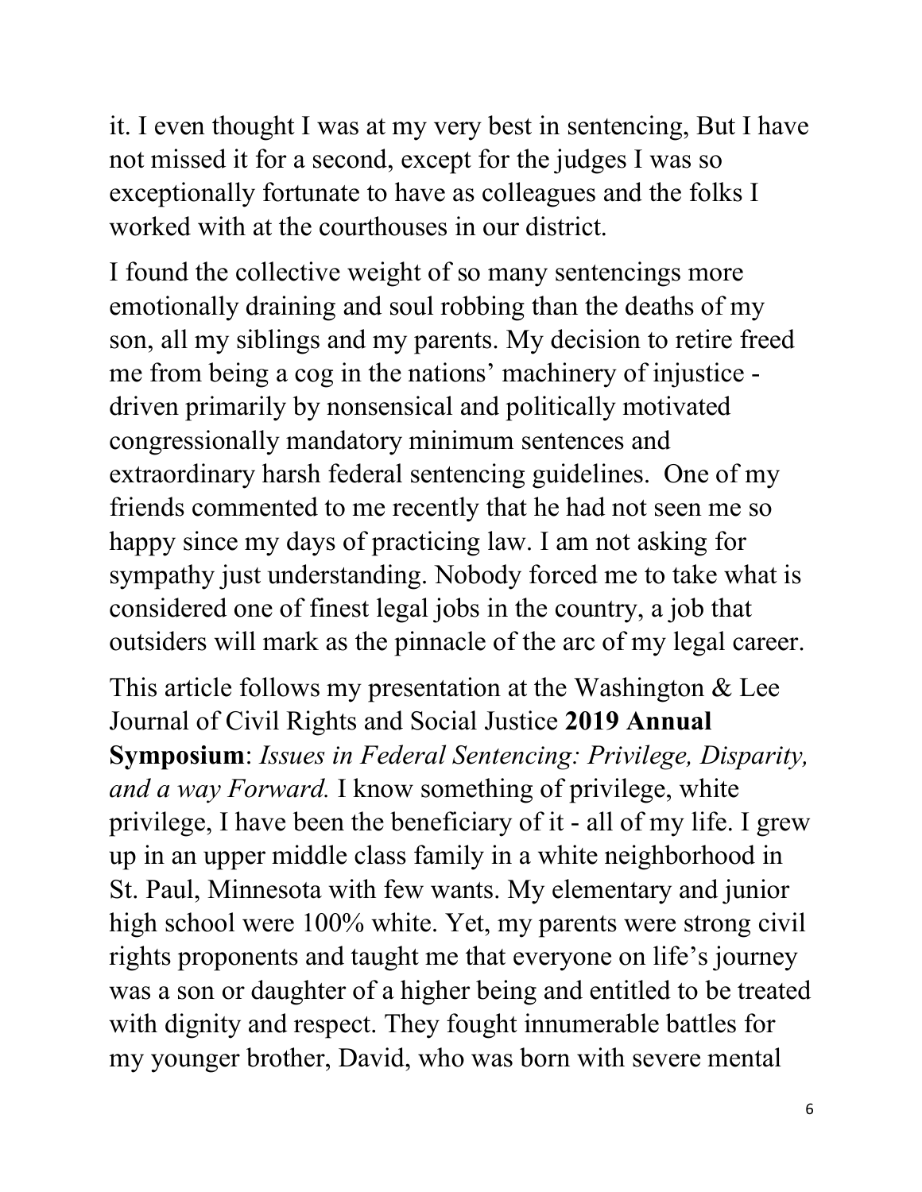it. I even thought I was at my very best in sentencing, But I have not missed it for a second, except for the judges I was so exceptionally fortunate to have as colleagues and the folks I worked with at the courthouses in our district.

I found the collective weight of so many sentencings more emotionally draining and soul robbing than the deaths of my son, all my siblings and my parents. My decision to retire freed me from being a cog in the nations' machinery of injustice - driven primarily by nonsensical and politically motivated congressionally mandatory minimum sentences and extraordinary harsh federal sentencing guidelines. One of my friends commented to me recently that he had not seen me so happy since my days of practicing law. I am not asking for sympathy just understanding. Nobody forced me to take what is considered one of finest legal jobs in the country, a job that outsiders will mark as the pinnacle of the arc of my legal career.

This article follows my presentation at the Washington & Lee Journal of Civil Rights and Social Justice **2019 Annual Symposium**: *Issues in Federal Sentencing: Privilege, Disparity, and a way Forward.* I know something of privilege, white privilege, I have been the beneficiary of it - all of my life. I grew up in an upper middle class family in a white neighborhood in St. Paul, Minnesota with few wants. My elementary and junior high school were 100% white. Yet, my parents were strong civil rights proponents and taught me that everyone on life's journey was a son or daughter of a higher being and entitled to be treated with dignity and respect. They fought innumerable battles for my younger brother, David, who was born with severe mental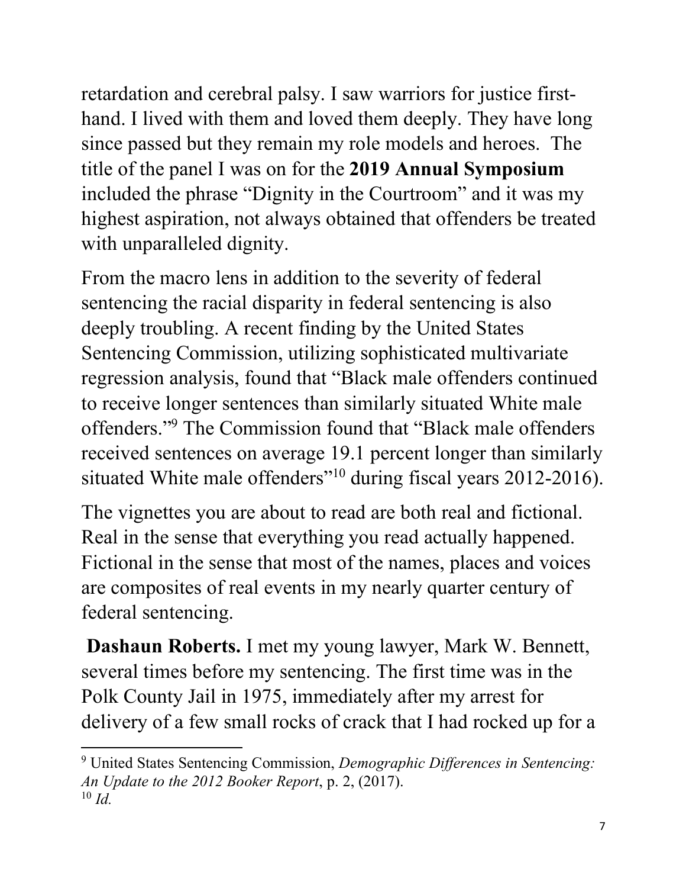retardation and cerebral palsy. I saw warriors for justice first-hand. I lived with them and loved them deeply. They have long since passed but they remain my role models and heroes. The title of the panel I was on for the **2019 Annual Symposium** included the phrase "Dignity in the Courtroom" and it was my highest aspiration, not always obtained that offenders be treated with unparalleled dignity.

From the macro lens in addition to the severity of federal sentencing the racial disparity in federal sentencing is also deeply troubling. A recent finding by the United States Sentencing Commission, utilizing sophisticated multivariate regression analysis, found that "Black male offenders continued to receive longer sentences than similarly situated White male offenders."[9] The Commission found that "Black male offenders received sentences on average 19.1 percent longer than similarly situated White male offenders"[10] during fiscal years 2012-2016).

The vignettes you are about to read are both real and fictional. Real in the sense that everything you read actually happened. Fictional in the sense that most of the names, places and voices are composites of real events in my nearly quarter century of federal sentencing.

**Dashaun Roberts.** I met my young lawyer, Mark W. Bennett, several times before my sentencing. The first time was in the Polk County Jail in 1975, immediately after my arrest for delivery of a few small rocks of crack that I had rocked up for a

---

[9] United States Sentencing Commission, *Demographic Differences in Sentencing: An Update to the 2012 Booker Report*, p. 2, (2017).

[10] *Id.*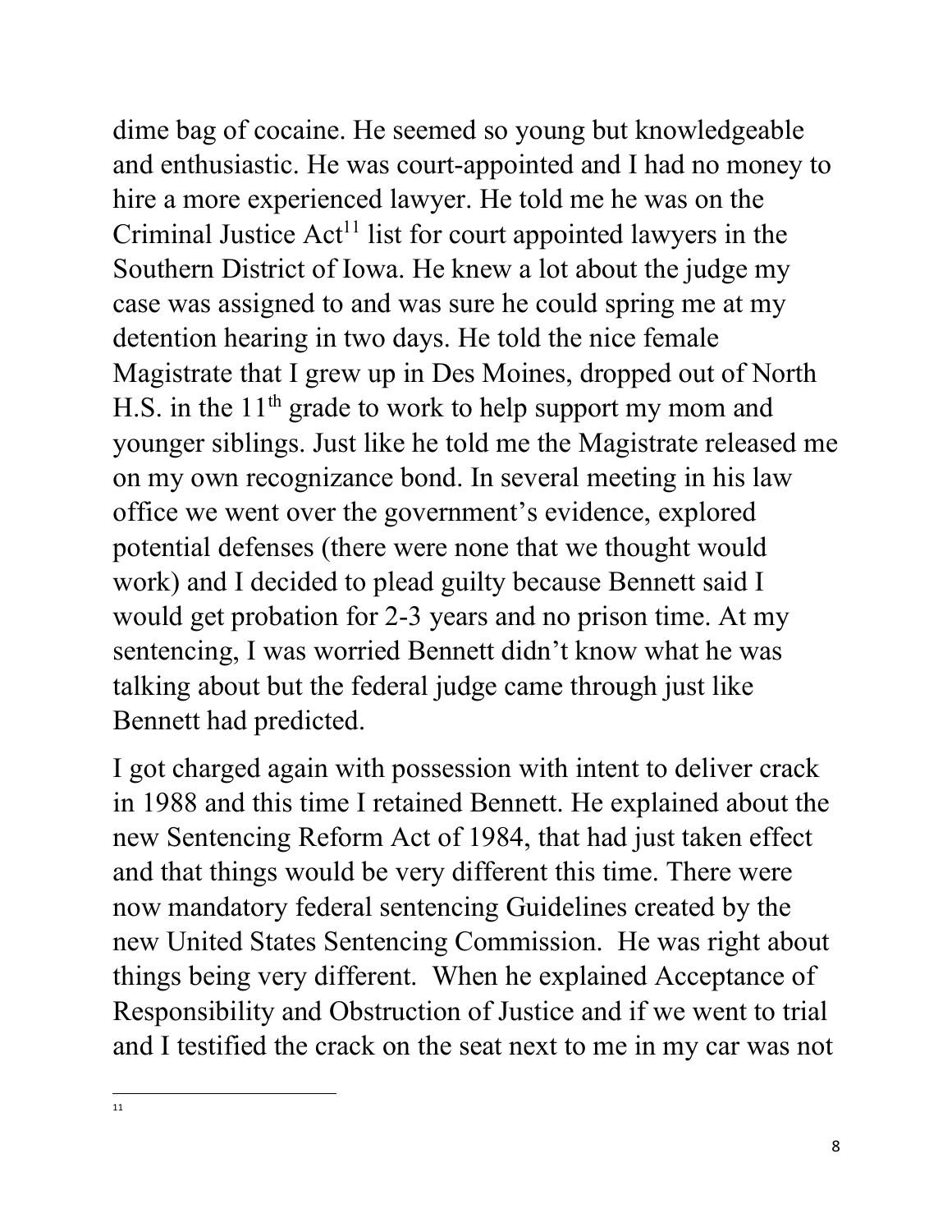dime bag of cocaine. He seemed so young but knowledgeable and enthusiastic. He was court-appointed and I had no money to hire a more experienced lawyer. He told me he was on the Criminal Justice Act[11] list for court appointed lawyers in the Southern District of Iowa. He knew a lot about the judge my case was assigned to and was sure he could spring me at my detention hearing in two days. He told the nice female Magistrate that I grew up in Des Moines, dropped out of North H.S. in the 11th grade to work to help support my mom and younger siblings. Just like he told me the Magistrate released me on my own recognizance bond. In several meeting in his law office we went over the government's evidence, explored potential defenses (there were none that we thought would work) and I decided to plead guilty because Bennett said I would get probation for 2-3 years and no prison time. At my sentencing, I was worried Bennett didn't know what he was talking about but the federal judge came through just like Bennett had predicted.

I got charged again with possession with intent to deliver crack in 1988 and this time I retained Bennett. He explained about the new Sentencing Reform Act of 1984, that had just taken effect and that things would be very different this time. There were now mandatory federal sentencing Guidelines created by the new United States Sentencing Commission. He was right about things being very different. When he explained Acceptance of Responsibility and Obstruction of Justice and if we went to trial and I testified the crack on the seat next to me in my car was not

---

[11]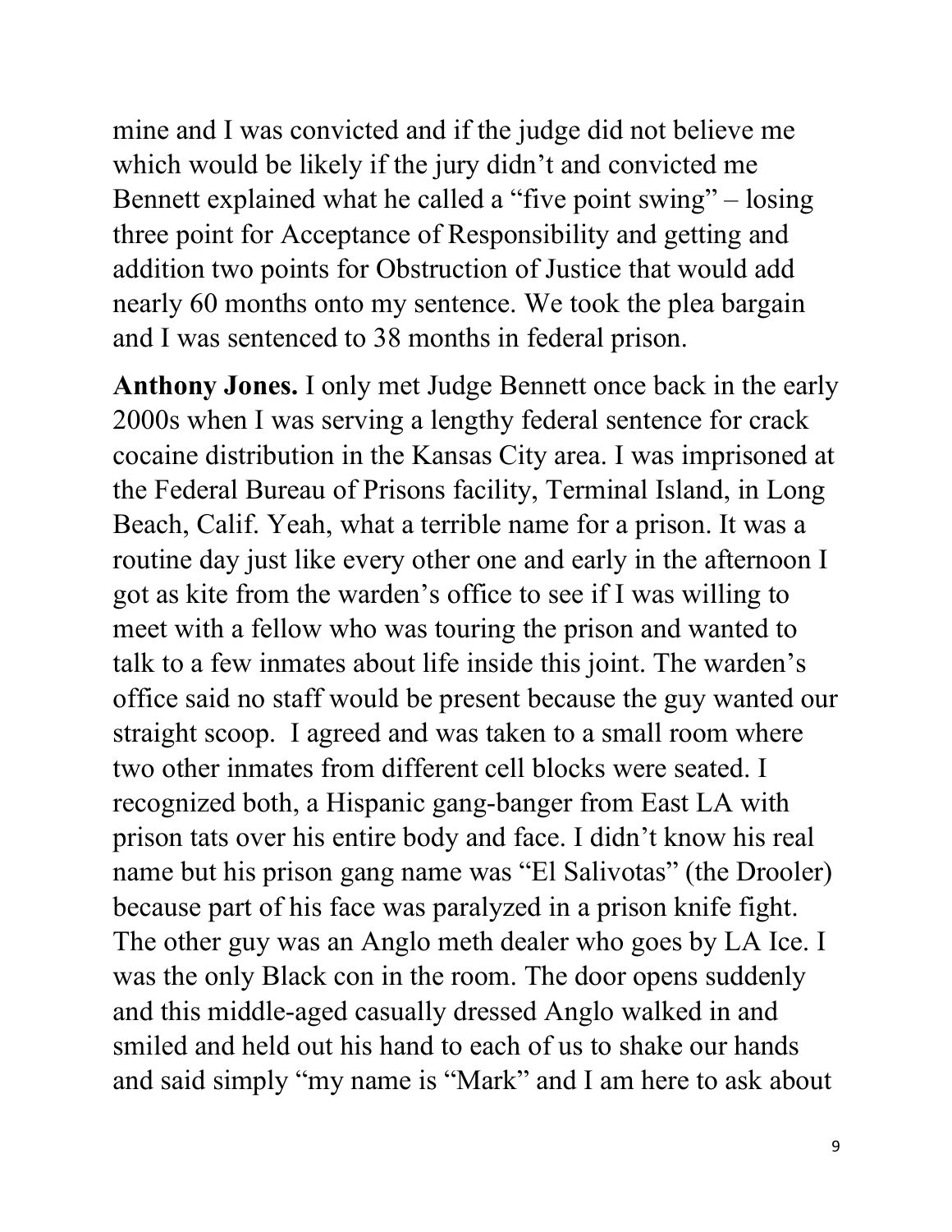mine and I was convicted and if the judge did not believe me which would be likely if the jury didn't and convicted me Bennett explained what he called a "five point swing" – losing three point for Acceptance of Responsibility and getting and addition two points for Obstruction of Justice that would add nearly 60 months onto my sentence. We took the plea bargain and I was sentenced to 38 months in federal prison.

**Anthony Jones.** I only met Judge Bennett once back in the early 2000s when I was serving a lengthy federal sentence for crack cocaine distribution in the Kansas City area. I was imprisoned at the Federal Bureau of Prisons facility, Terminal Island, in Long Beach, Calif. Yeah, what a terrible name for a prison. It was a routine day just like every other one and early in the afternoon I got as kite from the warden's office to see if I was willing to meet with a fellow who was touring the prison and wanted to talk to a few inmates about life inside this joint. The warden's office said no staff would be present because the guy wanted our straight scoop. I agreed and was taken to a small room where two other inmates from different cell blocks were seated. I recognized both, a Hispanic gang-banger from East LA with prison tats over his entire body and face. I didn't know his real name but his prison gang name was "El Salivotas" (the Drooler) because part of his face was paralyzed in a prison knife fight. The other guy was an Anglo meth dealer who goes by LA Ice. I was the only Black con in the room. The door opens suddenly and this middle-aged casually dressed Anglo walked in and smiled and held out his hand to each of us to shake our hands and said simply "my name is "Mark" and I am here to ask about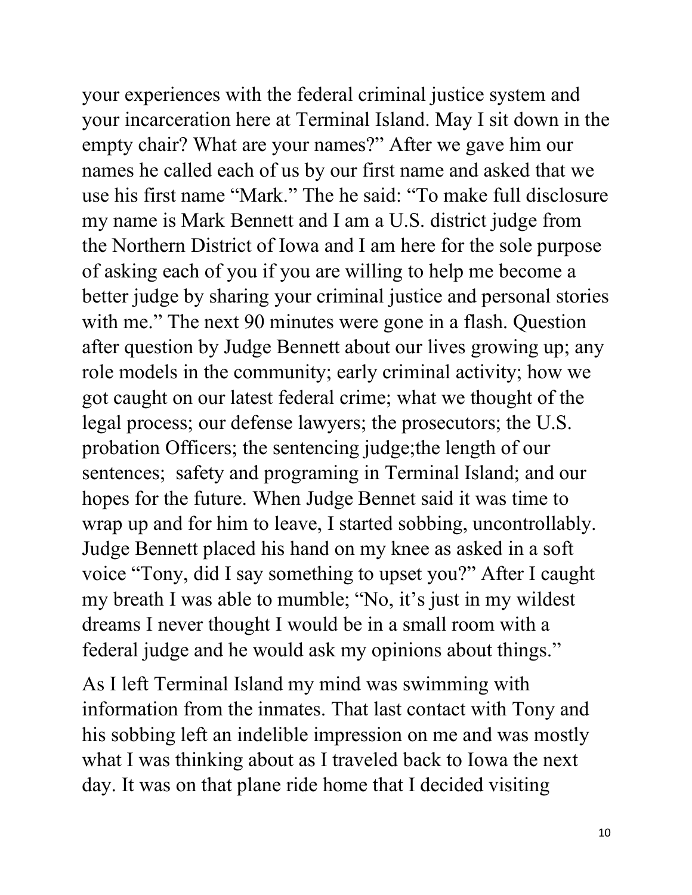your experiences with the federal criminal justice system and your incarceration here at Terminal Island. May I sit down in the empty chair? What are your names?" After we gave him our names he called each of us by our first name and asked that we use his first name "Mark." The he said: "To make full disclosure my name is Mark Bennett and I am a U.S. district judge from the Northern District of Iowa and I am here for the sole purpose of asking each of you if you are willing to help me become a better judge by sharing your criminal justice and personal stories with me." The next 90 minutes were gone in a flash. Question after question by Judge Bennett about our lives growing up; any role models in the community; early criminal activity; how we got caught on our latest federal crime; what we thought of the legal process; our defense lawyers; the prosecutors; the U.S. probation Officers; the sentencing judge;the length of our sentences;  safety and programing in Terminal Island; and our hopes for the future. When Judge Bennet said it was time to wrap up and for him to leave, I started sobbing, uncontrollably. Judge Bennett placed his hand on my knee as asked in a soft voice "Tony, did I say something to upset you?" After I caught my breath I was able to mumble; "No, it's just in my wildest dreams I never thought I would be in a small room with a federal judge and he would ask my opinions about things."

As I left Terminal Island my mind was swimming with information from the inmates. That last contact with Tony and his sobbing left an indelible impression on me and was mostly what I was thinking about as I traveled back to Iowa the next day. It was on that plane ride home that I decided visiting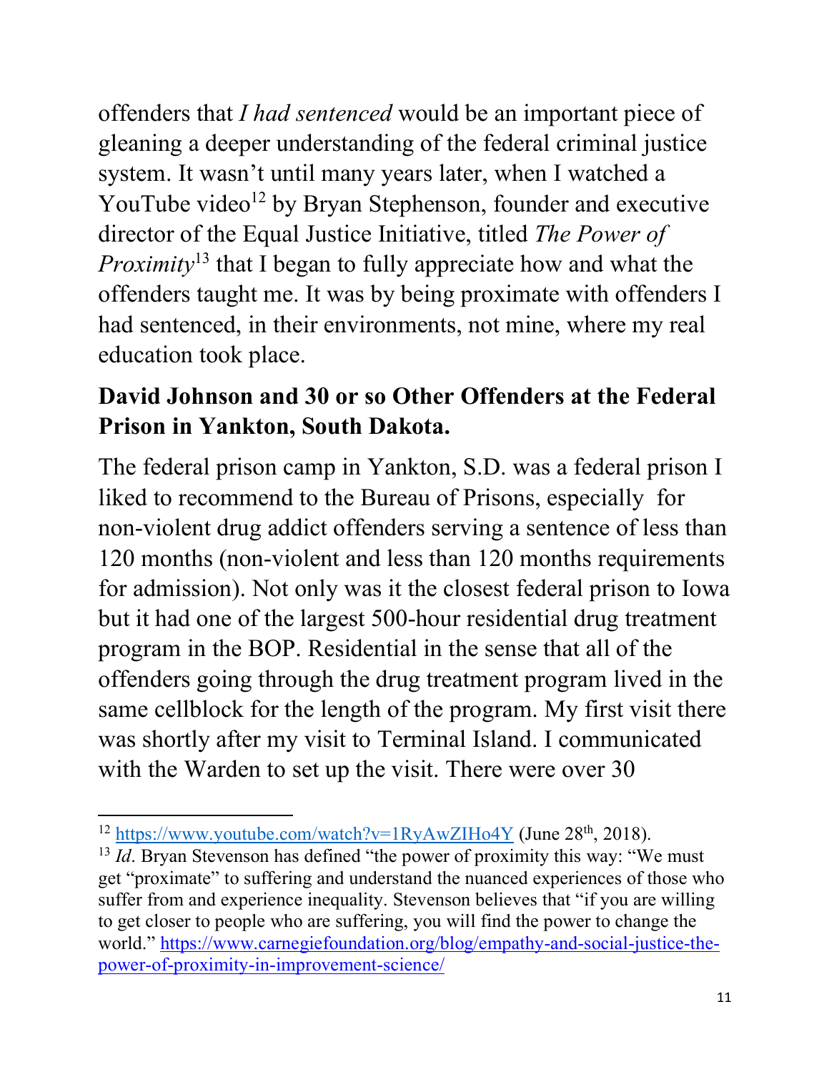offenders that *I had sentenced* would be an important piece of gleaning a deeper understanding of the federal criminal justice system. It wasn't until many years later, when I watched a YouTube video[12] by Bryan Stephenson, founder and executive director of the Equal Justice Initiative, titled *The Power of Proximity*[13] that I began to fully appreciate how and what the offenders taught me. It was by being proximate with offenders I had sentenced, in their environments, not mine, where my real education took place.

**David Johnson and 30 or so Other Offenders at the Federal Prison in Yankton, South Dakota.**

The federal prison camp in Yankton, S.D. was a federal prison I liked to recommend to the Bureau of Prisons, especially for non-violent drug addict offenders serving a sentence of less than 120 months (non-violent and less than 120 months requirements for admission). Not only was it the closest federal prison to Iowa but it had one of the largest 500-hour residential drug treatment program in the BOP. Residential in the sense that all of the offenders going through the drug treatment program lived in the same cellblock for the length of the program. My first visit there was shortly after my visit to Terminal Island. I communicated with the Warden to set up the visit. There were over 30

---

[12] https://www.youtube.com/watch?v=1RyAwZIHo4Y (June 28th, 2018).

[13] *Id*. Bryan Stevenson has defined "the power of proximity this way: "We must get "proximate" to suffering and understand the nuanced experiences of those who suffer from and experience inequality. Stevenson believes that "if you are willing to get closer to people who are suffering, you will find the power to change the world." https://www.carnegiefoundation.org/blog/empathy-and-social-justice-the-power-of-proximity-in-improvement-science/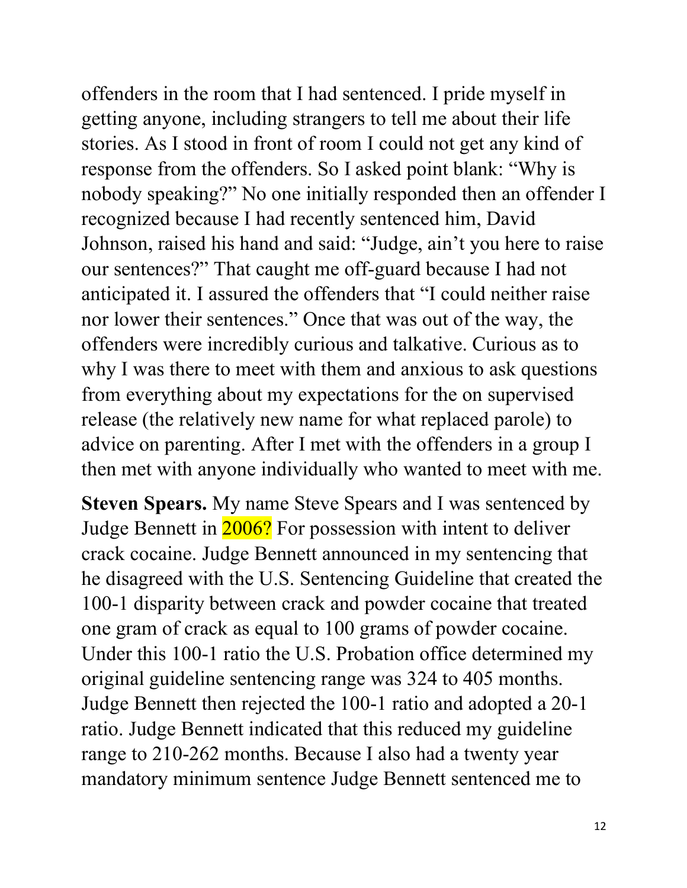offenders in the room that I had sentenced. I pride myself in getting anyone, including strangers to tell me about their life stories. As I stood in front of room I could not get any kind of response from the offenders. So I asked point blank: "Why is nobody speaking?" No one initially responded then an offender I recognized because I had recently sentenced him, David Johnson, raised his hand and said: "Judge, ain't you here to raise our sentences?" That caught me off-guard because I had not anticipated it. I assured the offenders that "I could neither raise nor lower their sentences." Once that was out of the way, the offenders were incredibly curious and talkative. Curious as to why I was there to meet with them and anxious to ask questions from everything about my expectations for the on supervised release (the relatively new name for what replaced parole) to advice on parenting. After I met with the offenders in a group I then met with anyone individually who wanted to meet with me.

**Steven Spears.** My name Steve Spears and I was sentenced by Judge Bennett in 2006? For possession with intent to deliver crack cocaine. Judge Bennett announced in my sentencing that he disagreed with the U.S. Sentencing Guideline that created the 100-1 disparity between crack and powder cocaine that treated one gram of crack as equal to 100 grams of powder cocaine. Under this 100-1 ratio the U.S. Probation office determined my original guideline sentencing range was 324 to 405 months. Judge Bennett then rejected the 100-1 ratio and adopted a 20-1 ratio. Judge Bennett indicated that this reduced my guideline range to 210-262 months. Because I also had a twenty year mandatory minimum sentence Judge Bennett sentenced me to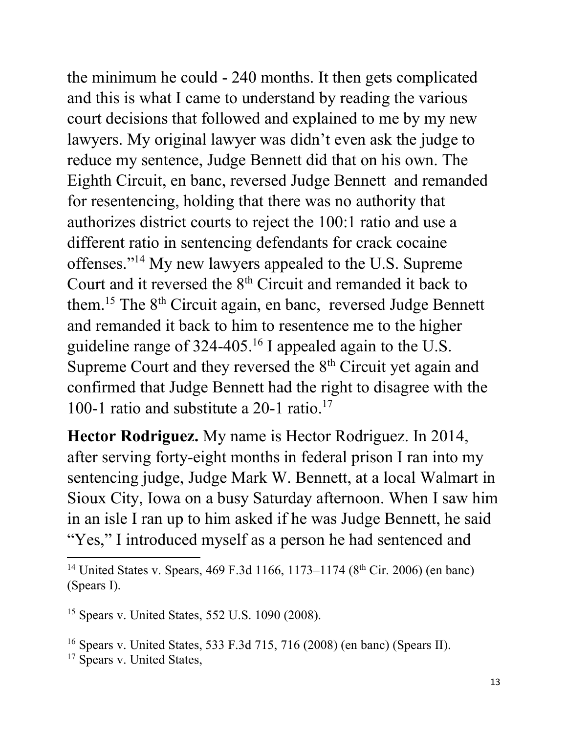the minimum he could - 240 months. It then gets complicated and this is what I came to understand by reading the various court decisions that followed and explained to me by my new lawyers. My original lawyer was didn't even ask the judge to reduce my sentence, Judge Bennett did that on his own. The Eighth Circuit, en banc, reversed Judge Bennett and remanded for resentencing, holding that there was no authority that authorizes district courts to reject the 100:1 ratio and use a different ratio in sentencing defendants for crack cocaine offenses."[14] My new lawyers appealed to the U.S. Supreme Court and it reversed the 8th Circuit and remanded it back to them.[15] The 8th Circuit again, en banc, reversed Judge Bennett and remanded it back to him to resentence me to the higher guideline range of 324-405.[16] I appealed again to the U.S. Supreme Court and they reversed the 8th Circuit yet again and confirmed that Judge Bennett had the right to disagree with the 100-1 ratio and substitute a 20-1 ratio.[17]

**Hector Rodriguez.** My name is Hector Rodriguez. In 2014, after serving forty-eight months in federal prison I ran into my sentencing judge, Judge Mark W. Bennett, at a local Walmart in Sioux City, Iowa on a busy Saturday afternoon. When I saw him in an isle I ran up to him asked if he was Judge Bennett, he said "Yes," I introduced myself as a person he had sentenced and

---

[14] United States v. Spears, 469 F.3d 1166, 1173–1174 (8th Cir. 2006) (en banc) (Spears I).

[15] Spears v. United States, 552 U.S. 1090 (2008).

[16] Spears v. United States, 533 F.3d 715, 716 (2008) (en banc) (Spears II).

[17] Spears v. United States,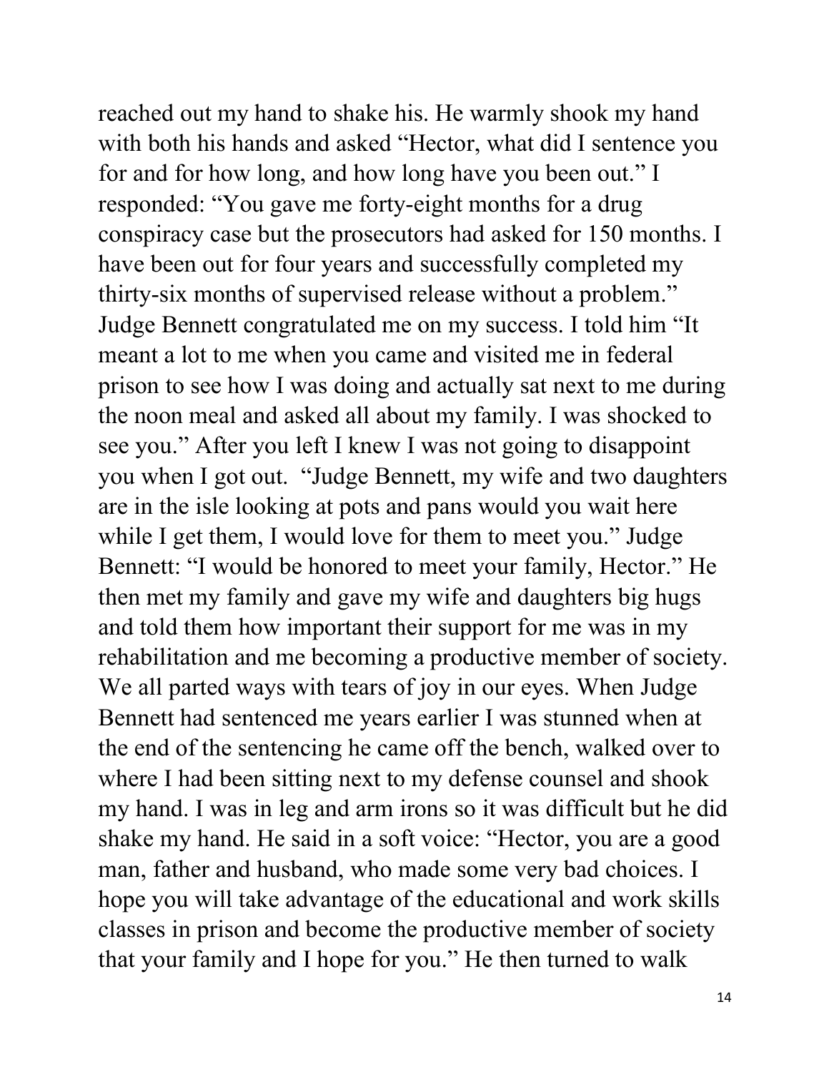reached out my hand to shake his. He warmly shook my hand with both his hands and asked "Hector, what did I sentence you for and for how long, and how long have you been out." I responded: "You gave me forty-eight months for a drug conspiracy case but the prosecutors had asked for 150 months. I have been out for four years and successfully completed my thirty-six months of supervised release without a problem." Judge Bennett congratulated me on my success. I told him "It meant a lot to me when you came and visited me in federal prison to see how I was doing and actually sat next to me during the noon meal and asked all about my family. I was shocked to see you." After you left I knew I was not going to disappoint you when I got out. "Judge Bennett, my wife and two daughters are in the isle looking at pots and pans would you wait here while I get them, I would love for them to meet you." Judge Bennett: "I would be honored to meet your family, Hector." He then met my family and gave my wife and daughters big hugs and told them how important their support for me was in my rehabilitation and me becoming a productive member of society. We all parted ways with tears of joy in our eyes. When Judge Bennett had sentenced me years earlier I was stunned when at the end of the sentencing he came off the bench, walked over to where I had been sitting next to my defense counsel and shook my hand. I was in leg and arm irons so it was difficult but he did shake my hand. He said in a soft voice: "Hector, you are a good man, father and husband, who made some very bad choices. I hope you will take advantage of the educational and work skills classes in prison and become the productive member of society that your family and I hope for you." He then turned to walk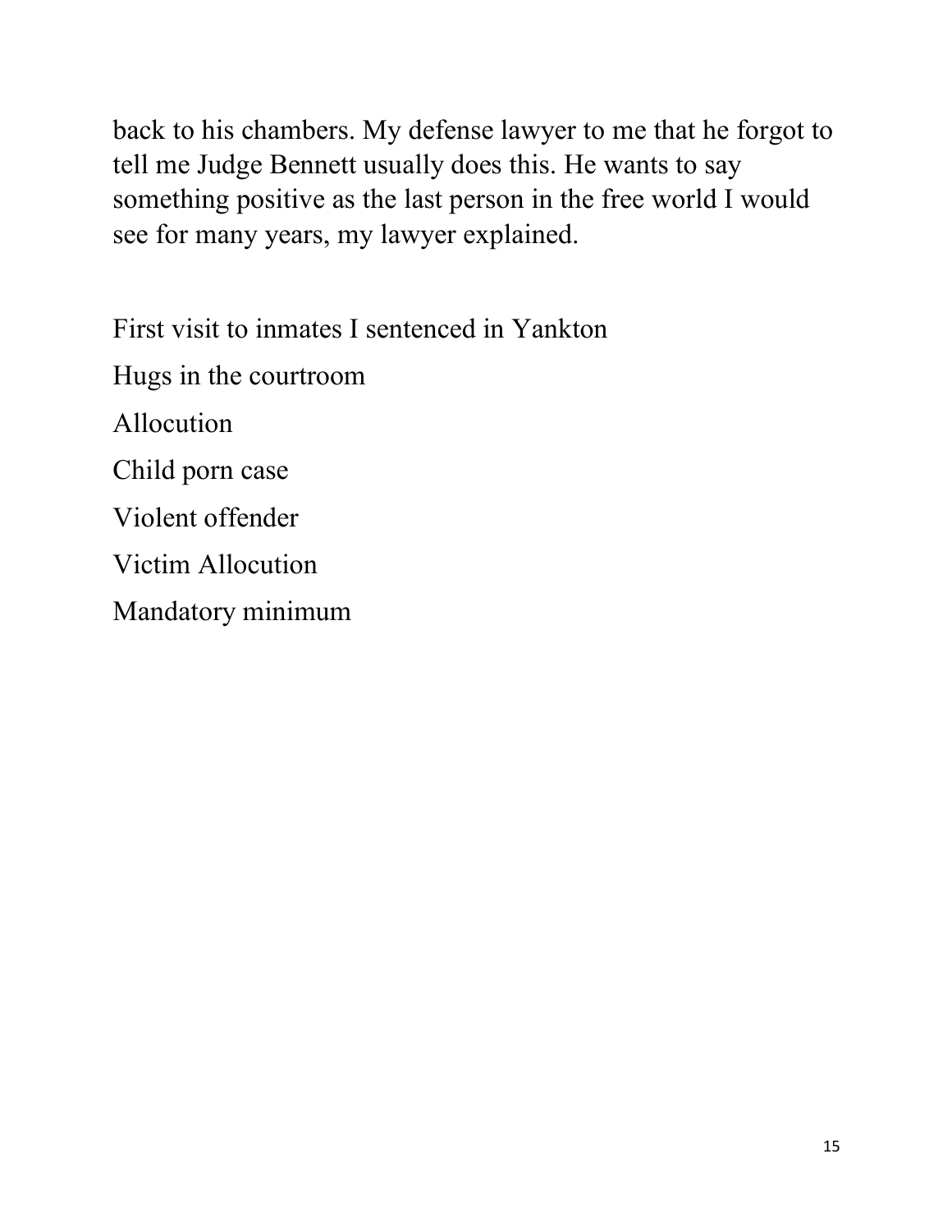back to his chambers. My defense lawyer to me that he forgot to tell me Judge Bennett usually does this. He wants to say something positive as the last person in the free world I would see for many years, my lawyer explained.

First visit to inmates I sentenced in Yankton

Hugs in the courtroom

Allocution

Child porn case

Violent offender

Victim Allocution

Mandatory minimum